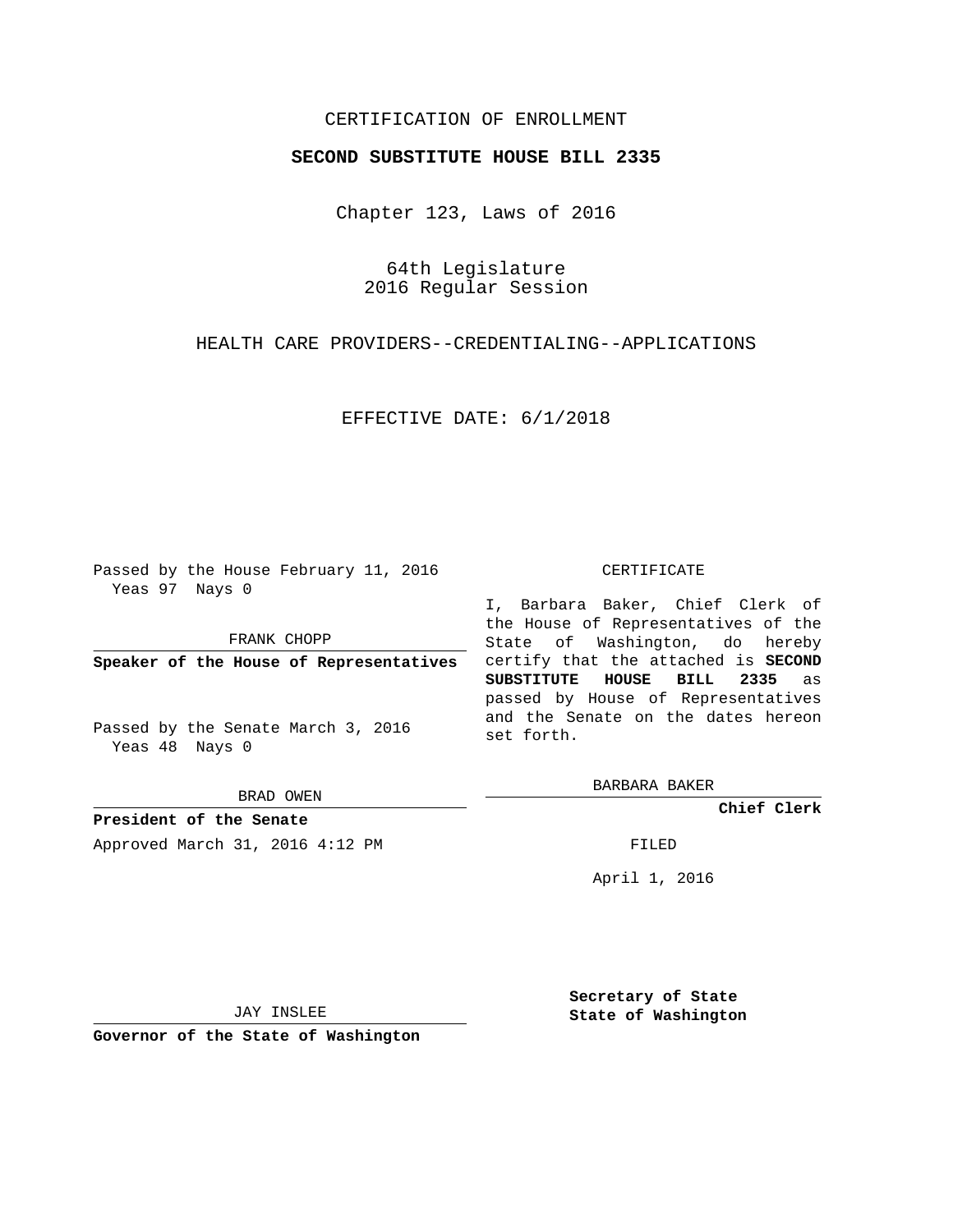CERTIFICATION OF ENROLLMENT

**SECOND SUBSTITUTE HOUSE BILL 2335**

Chapter 123, Laws of 2016

64th Legislature
2016 Regular Session

HEALTH CARE PROVIDERS--CREDENTIALING--APPLICATIONS

EFFECTIVE DATE: 6/1/2018

Passed by the House February 11, 2016
Yeas 97 Nays 0

FRANK CHOPP

**Speaker of the House of Representatives**

Passed by the Senate March 3, 2016
Yeas 48 Nays 0

BRAD OWEN

**President of the Senate**

Approved March 31, 2016 4:12 PM

CERTIFICATE

I, Barbara Baker, Chief Clerk of the House of Representatives of the State of Washington, do hereby certify that the attached is **SECOND SUBSTITUTE HOUSE BILL 2335** as passed by House of Representatives and the Senate on the dates hereon set forth.

BARBARA BAKER

**Chief Clerk**

FILED

April 1, 2016

JAY INSLEE

**Governor of the State of Washington**

**Secretary of State**
**State of Washington**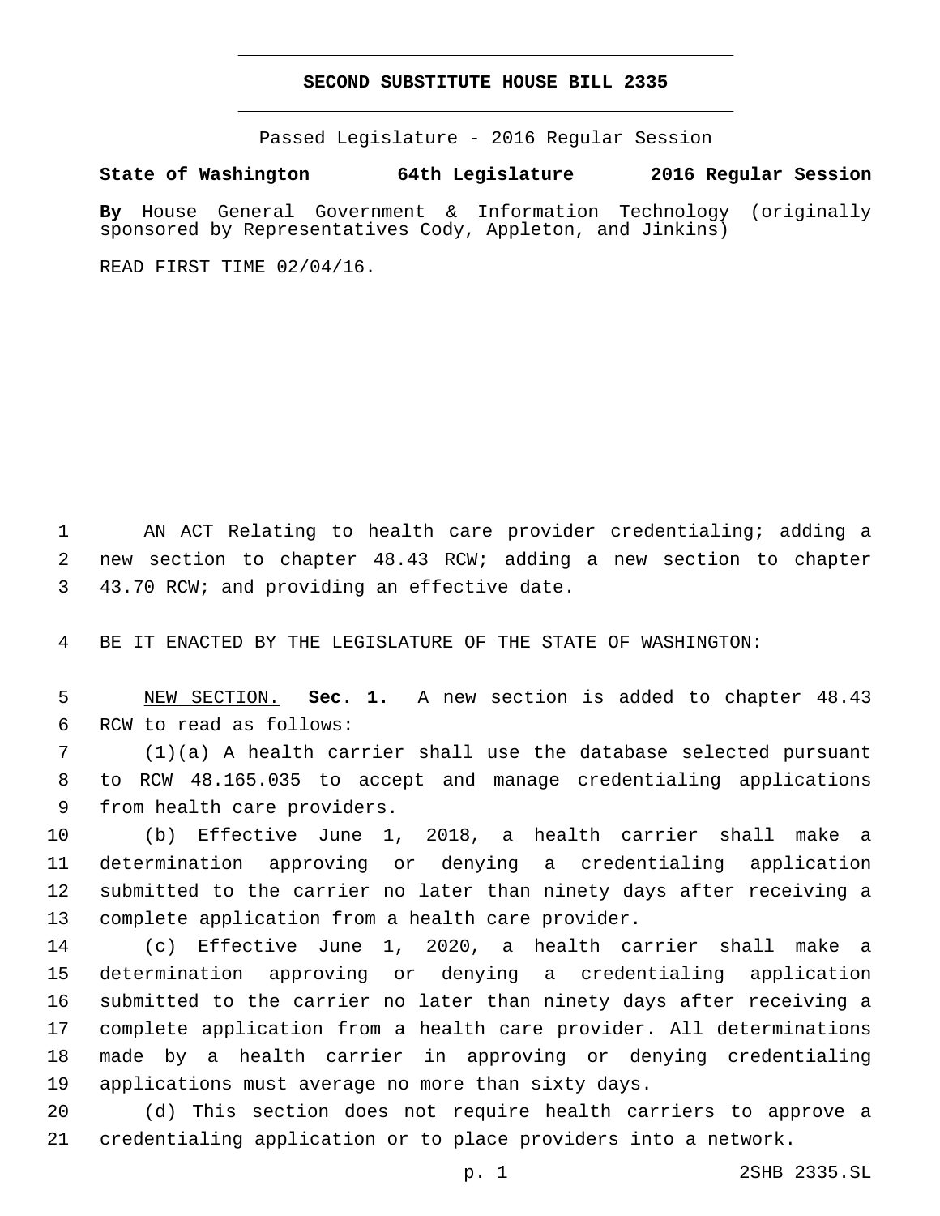# SECOND SUBSTITUTE HOUSE BILL 2335

Passed Legislature - 2016 Regular Session

**State of Washington 64th Legislature 2016 Regular Session**

**By** House General Government & Information Technology (originally sponsored by Representatives Cody, Appleton, and Jinkins)

READ FIRST TIME 02/04/16.

AN ACT Relating to health care provider credentialing; adding a new section to chapter 48.43 RCW; adding a new section to chapter 43.70 RCW; and providing an effective date.

BE IT ENACTED BY THE LEGISLATURE OF THE STATE OF WASHINGTON:

NEW SECTION. **Sec. 1.** A new section is added to chapter 48.43 RCW to read as follows:

(1)(a) A health carrier shall use the database selected pursuant to RCW 48.165.035 to accept and manage credentialing applications from health care providers.

(b) Effective June 1, 2018, a health carrier shall make a determination approving or denying a credentialing application submitted to the carrier no later than ninety days after receiving a complete application from a health care provider.

(c) Effective June 1, 2020, a health carrier shall make a determination approving or denying a credentialing application submitted to the carrier no later than ninety days after receiving a complete application from a health care provider. All determinations made by a health carrier in approving or denying credentialing applications must average no more than sixty days.

(d) This section does not require health carriers to approve a credentialing application or to place providers into a network.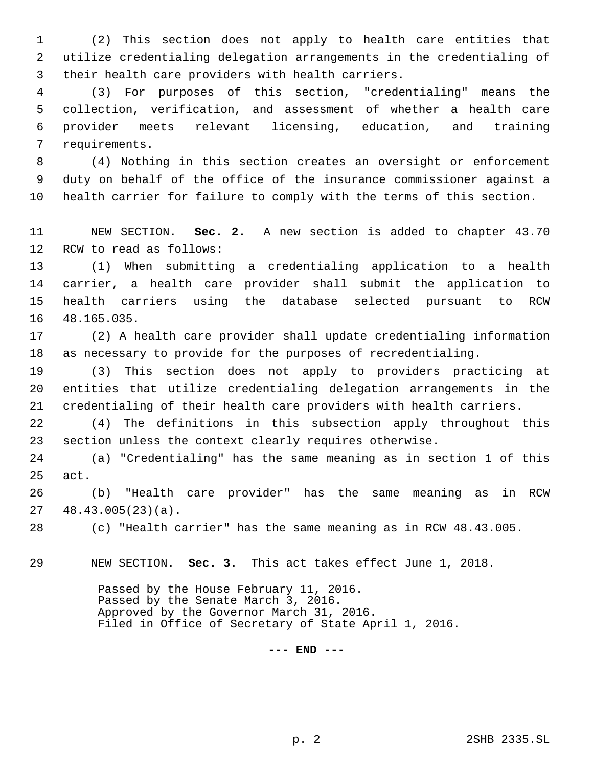(2) This section does not apply to health care entities that utilize credentialing delegation arrangements in the credentialing of their health care providers with health carriers.

(3) For purposes of this section, "credentialing" means the collection, verification, and assessment of whether a health care provider meets relevant licensing, education, and training requirements.

(4) Nothing in this section creates an oversight or enforcement duty on behalf of the office of the insurance commissioner against a health carrier for failure to comply with the terms of this section.

NEW SECTION. **Sec. 2.** A new section is added to chapter 43.70 RCW to read as follows:

(1) When submitting a credentialing application to a health carrier, a health care provider shall submit the application to health carriers using the database selected pursuant to RCW 48.165.035.

(2) A health care provider shall update credentialing information as necessary to provide for the purposes of recredentialing.

(3) This section does not apply to providers practicing at entities that utilize credentialing delegation arrangements in the credentialing of their health care providers with health carriers.

(4) The definitions in this subsection apply throughout this section unless the context clearly requires otherwise.

(a) "Credentialing" has the same meaning as in section 1 of this act.

(b) "Health care provider" has the same meaning as in RCW 48.43.005(23)(a).

(c) "Health carrier" has the same meaning as in RCW 48.43.005.

NEW SECTION. **Sec. 3.** This act takes effect June 1, 2018.

Passed by the House February 11, 2016.
Passed by the Senate March 3, 2016.
Approved by the Governor March 31, 2016.
Filed in Office of Secretary of State April 1, 2016.

**--- END ---**